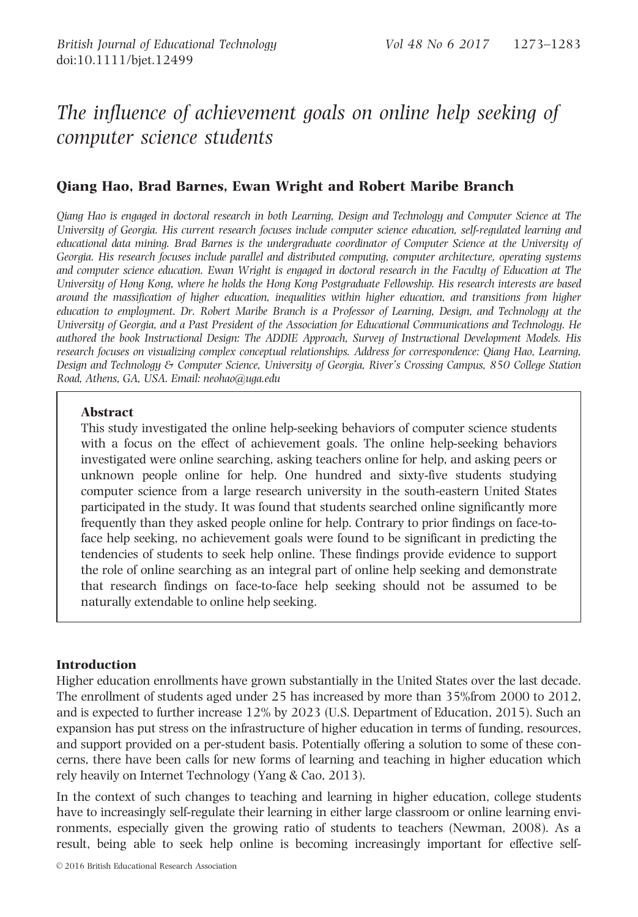# The influence of achievement goals on online help seeking of computer science students

## Qiang Hao, Brad Barnes, Ewan Wright and Robert Maribe Branch

*Qiang Hao is engaged in doctoral research in both Learning, Design and Technology and Computer Science at The University of Georgia. His current research focuses include computer science education, self-regulated learning and educational data mining. Brad Barnes is the undergraduate coordinator of Computer Science at the University of Georgia. His research focuses include parallel and distributed computing, computer architecture, operating systems and computer science education. Ewan Wright is engaged in doctoral research in the Faculty of Education at The University of Hong Kong, where he holds the Hong Kong Postgraduate Fellowship. His research interests are based around the massification of higher education, inequalities within higher education, and transitions from higher education to employment. Dr. Robert Maribe Branch is a Professor of Learning, Design, and Technology at the University of Georgia, and a Past President of the Association for Educational Communications and Technology. He authored the book Instructional Design: The ADDIE Approach, Survey of Instructional Development Models. His research focuses on visualizing complex conceptual relationships. Address for correspondence: Qiang Hao, Learning, Design and Technology & Computer Science, University of Georgia, River's Crossing Campus, 850 College Station Road, Athens, GA, USA. Email: neohao@uga.edu*

### Abstract

This study investigated the online help-seeking behaviors of computer science students with a focus on the effect of achievement goals. The online help-seeking behaviors investigated were online searching, asking teachers online for help, and asking peers or unknown people online for help. One hundred and sixty-five students studying computer science from a large research university in the south-eastern United States participated in the study. It was found that students searched online significantly more frequently than they asked people online for help. Contrary to prior findings on face-to-face help seeking, no achievement goals were found to be significant in predicting the tendencies of students to seek help online. These findings provide evidence to support the role of online searching as an integral part of online help seeking and demonstrate that research findings on face-to-face help seeking should not be assumed to be naturally extendable to online help seeking.

## Introduction

Higher education enrollments have grown substantially in the United States over the last decade. The enrollment of students aged under 25 has increased by more than 35%from 2000 to 2012, and is expected to further increase 12% by 2023 (U.S. Department of Education, 2015). Such an expansion has put stress on the infrastructure of higher education in terms of funding, resources, and support provided on a per-student basis. Potentially offering a solution to some of these concerns, there have been calls for new forms of learning and teaching in higher education which rely heavily on Internet Technology (Yang & Cao, 2013).

In the context of such changes to teaching and learning in higher education, college students have to increasingly self-regulate their learning in either large classroom or online learning environments, especially given the growing ratio of students to teachers (Newman, 2008). As a result, being able to seek help online is becoming increasingly important for effective self-

© 2016 British Educational Research Association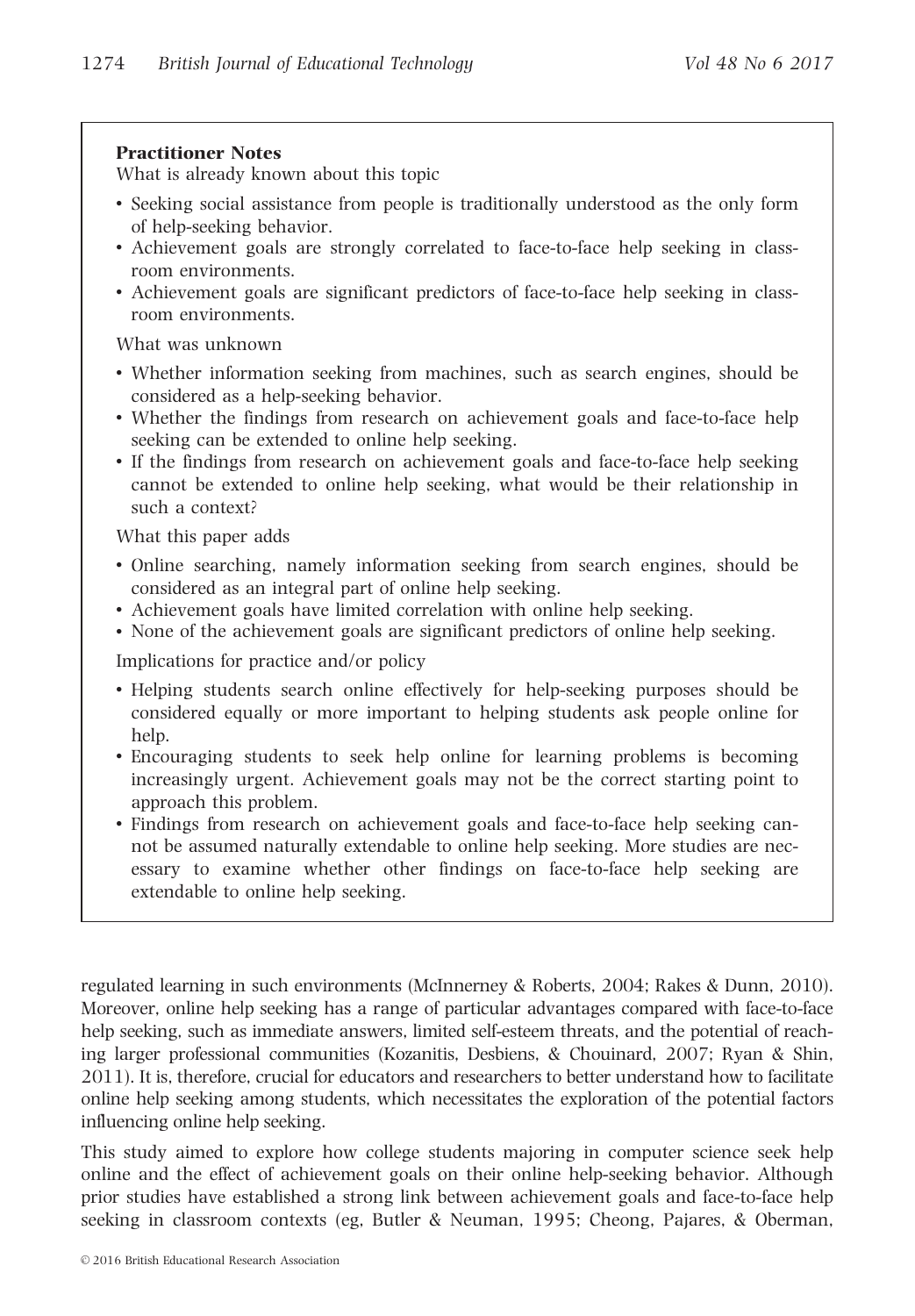**Practitioner Notes**

What is already known about this topic

- Seeking social assistance from people is traditionally understood as the only form of help-seeking behavior.
- Achievement goals are strongly correlated to face-to-face help seeking in classroom environments.
- Achievement goals are significant predictors of face-to-face help seeking in classroom environments.

What was unknown

- Whether information seeking from machines, such as search engines, should be considered as a help-seeking behavior.
- Whether the findings from research on achievement goals and face-to-face help seeking can be extended to online help seeking.
- If the findings from research on achievement goals and face-to-face help seeking cannot be extended to online help seeking, what would be their relationship in such a context?

What this paper adds

- Online searching, namely information seeking from search engines, should be considered as an integral part of online help seeking.
- Achievement goals have limited correlation with online help seeking.
- None of the achievement goals are significant predictors of online help seeking.

Implications for practice and/or policy

- Helping students search online effectively for help-seeking purposes should be considered equally or more important to helping students ask people online for help.
- Encouraging students to seek help online for learning problems is becoming increasingly urgent. Achievement goals may not be the correct starting point to approach this problem.
- Findings from research on achievement goals and face-to-face help seeking cannot be assumed naturally extendable to online help seeking. More studies are necessary to examine whether other findings on face-to-face help seeking are extendable to online help seeking.

regulated learning in such environments (McInnerney & Roberts, 2004; Rakes & Dunn, 2010). Moreover, online help seeking has a range of particular advantages compared with face-to-face help seeking, such as immediate answers, limited self-esteem threats, and the potential of reaching larger professional communities (Kozanitis, Desbiens, & Chouinard, 2007; Ryan & Shin, 2011). It is, therefore, crucial for educators and researchers to better understand how to facilitate online help seeking among students, which necessitates the exploration of the potential factors influencing online help seeking.

This study aimed to explore how college students majoring in computer science seek help online and the effect of achievement goals on their online help-seeking behavior. Although prior studies have established a strong link between achievement goals and face-to-face help seeking in classroom contexts (eg, Butler & Neuman, 1995; Cheong, Pajares, & Oberman,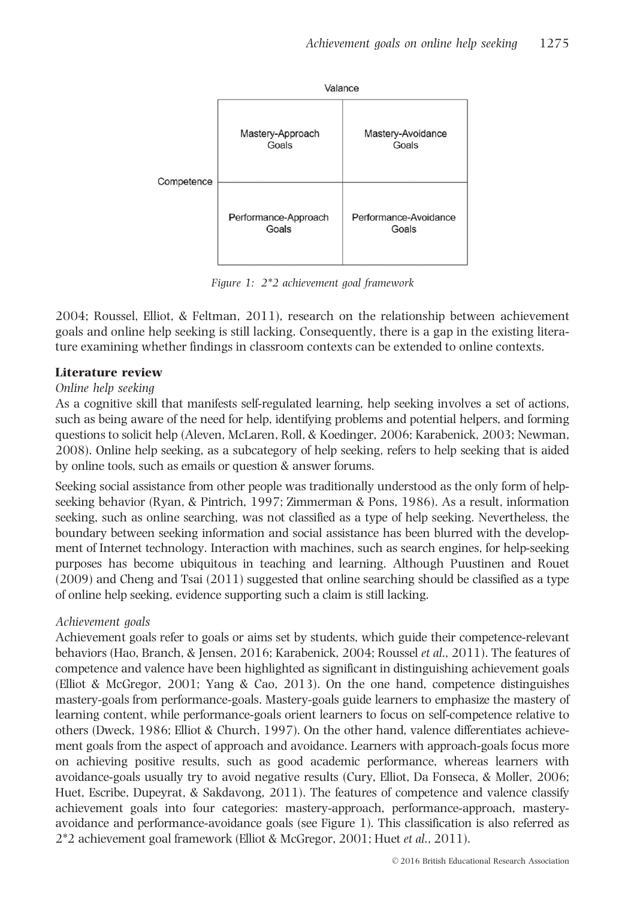Valance

Mastery-Approach Goals

Mastery-Avoidance Goals

Competence

Performance-Approach Goals

Performance-Avoidance Goals

*Figure 1: 2*2 achievement goal framework*

2004; Roussel, Elliot, & Feltman, 2011), research on the relationship between achievement goals and online help seeking is still lacking. Consequently, there is a gap in the existing literature examining whether findings in classroom contexts can be extended to online contexts.

## Literature review

### *Online help seeking*

As a cognitive skill that manifests self-regulated learning, help seeking involves a set of actions, such as being aware of the need for help, identifying problems and potential helpers, and forming questions to solicit help (Aleven, McLaren, Roll, & Koedinger, 2006; Karabenick, 2003; Newman, 2008). Online help seeking, as a subcategory of help seeking, refers to help seeking that is aided by online tools, such as emails or question & answer forums.

Seeking social assistance from other people was traditionally understood as the only form of help-seeking behavior (Ryan, & Pintrich, 1997; Zimmerman & Pons, 1986). As a result, information seeking, such as online searching, was not classified as a type of help seeking. Nevertheless, the boundary between seeking information and social assistance has been blurred with the development of Internet technology. Interaction with machines, such as search engines, for help-seeking purposes has become ubiquitous in teaching and learning. Although Puustinen and Rouet (2009) and Cheng and Tsai (2011) suggested that online searching should be classified as a type of online help seeking, evidence supporting such a claim is still lacking.

### *Achievement goals*

Achievement goals refer to goals or aims set by students, which guide their competence-relevant behaviors (Hao, Branch, & Jensen, 2016; Karabenick, 2004; Roussel *et al.*, 2011). The features of competence and valence have been highlighted as significant in distinguishing achievement goals (Elliot & McGregor, 2001; Yang & Cao, 2013). On the one hand, competence distinguishes mastery-goals from performance-goals. Mastery-goals guide learners to emphasize the mastery of learning content, while performance-goals orient learners to focus on self-competence relative to others (Dweck, 1986; Elliot & Church, 1997). On the other hand, valence differentiates achievement goals from the aspect of approach and avoidance. Learners with approach-goals focus more on achieving positive results, such as good academic performance, whereas learners with avoidance-goals usually try to avoid negative results (Cury, Elliot, Da Fonseca, & Moller, 2006; Huet, Escribe, Dupeyrat, & Sakdavong, 2011). The features of competence and valence classify achievement goals into four categories: mastery-approach, performance-approach, mastery-avoidance and performance-avoidance goals (see Figure 1). This classification is also referred as 2*2 achievement goal framework (Elliot & McGregor, 2001; Huet *et al.*, 2011).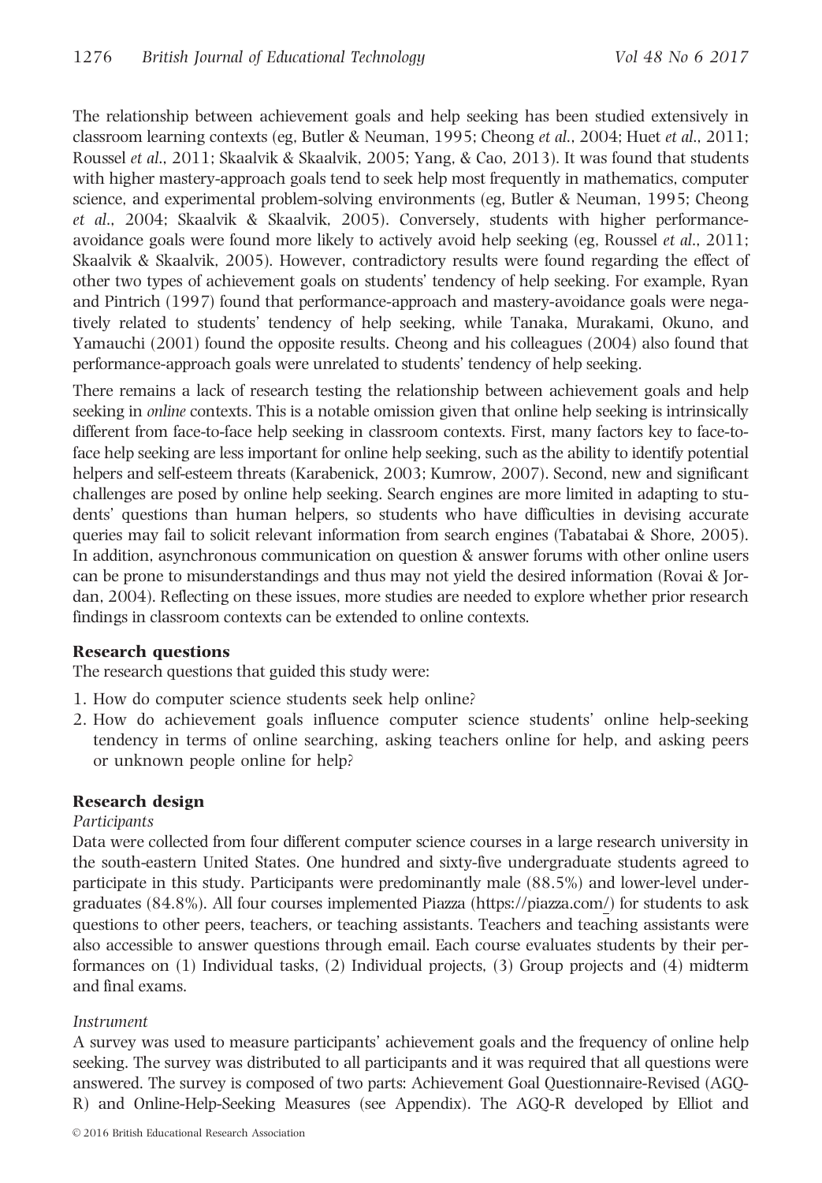The relationship between achievement goals and help seeking has been studied extensively in classroom learning contexts (eg, Butler & Neuman, 1995; Cheong *et al*., 2004; Huet *et al*., 2011; Roussel *et al*., 2011; Skaalvik & Skaalvik, 2005; Yang, & Cao, 2013). It was found that students with higher mastery-approach goals tend to seek help most frequently in mathematics, computer science, and experimental problem-solving environments (eg, Butler & Neuman, 1995; Cheong *et al*., 2004; Skaalvik & Skaalvik, 2005). Conversely, students with higher performance-avoidance goals were found more likely to actively avoid help seeking (eg, Roussel *et al*., 2011; Skaalvik & Skaalvik, 2005). However, contradictory results were found regarding the effect of other two types of achievement goals on students' tendency of help seeking. For example, Ryan and Pintrich (1997) found that performance-approach and mastery-avoidance goals were negatively related to students' tendency of help seeking, while Tanaka, Murakami, Okuno, and Yamauchi (2001) found the opposite results. Cheong and his colleagues (2004) also found that performance-approach goals were unrelated to students' tendency of help seeking.

There remains a lack of research testing the relationship between achievement goals and help seeking in *online* contexts. This is a notable omission given that online help seeking is intrinsically different from face-to-face help seeking in classroom contexts. First, many factors key to face-to-face help seeking are less important for online help seeking, such as the ability to identify potential helpers and self-esteem threats (Karabenick, 2003; Kumrow, 2007). Second, new and significant challenges are posed by online help seeking. Search engines are more limited in adapting to students' questions than human helpers, so students who have difficulties in devising accurate queries may fail to solicit relevant information from search engines (Tabatabai & Shore, 2005). In addition, asynchronous communication on question & answer forums with other online users can be prone to misunderstandings and thus may not yield the desired information (Rovai & Jordan, 2004). Reflecting on these issues, more studies are needed to explore whether prior research findings in classroom contexts can be extended to online contexts.

## Research questions

The research questions that guided this study were:

1. How do computer science students seek help online?
2. How do achievement goals influence computer science students' online help-seeking tendency in terms of online searching, asking teachers online for help, and asking peers or unknown people online for help?

## Research design

### *Participants*

Data were collected from four different computer science courses in a large research university in the south-eastern United States. One hundred and sixty-five undergraduate students agreed to participate in this study. Participants were predominantly male (88.5%) and lower-level undergraduates (84.8%). All four courses implemented Piazza (https://piazza.com/) for students to ask questions to other peers, teachers, or teaching assistants. Teachers and teaching assistants were also accessible to answer questions through email. Each course evaluates students by their performances on (1) Individual tasks, (2) Individual projects, (3) Group projects and (4) midterm and final exams.

### *Instrument*

A survey was used to measure participants' achievement goals and the frequency of online help seeking. The survey was distributed to all participants and it was required that all questions were answered. The survey is composed of two parts: Achievement Goal Questionnaire-Revised (AGQ-R) and Online-Help-Seeking Measures (see Appendix). The AGQ-R developed by Elliot and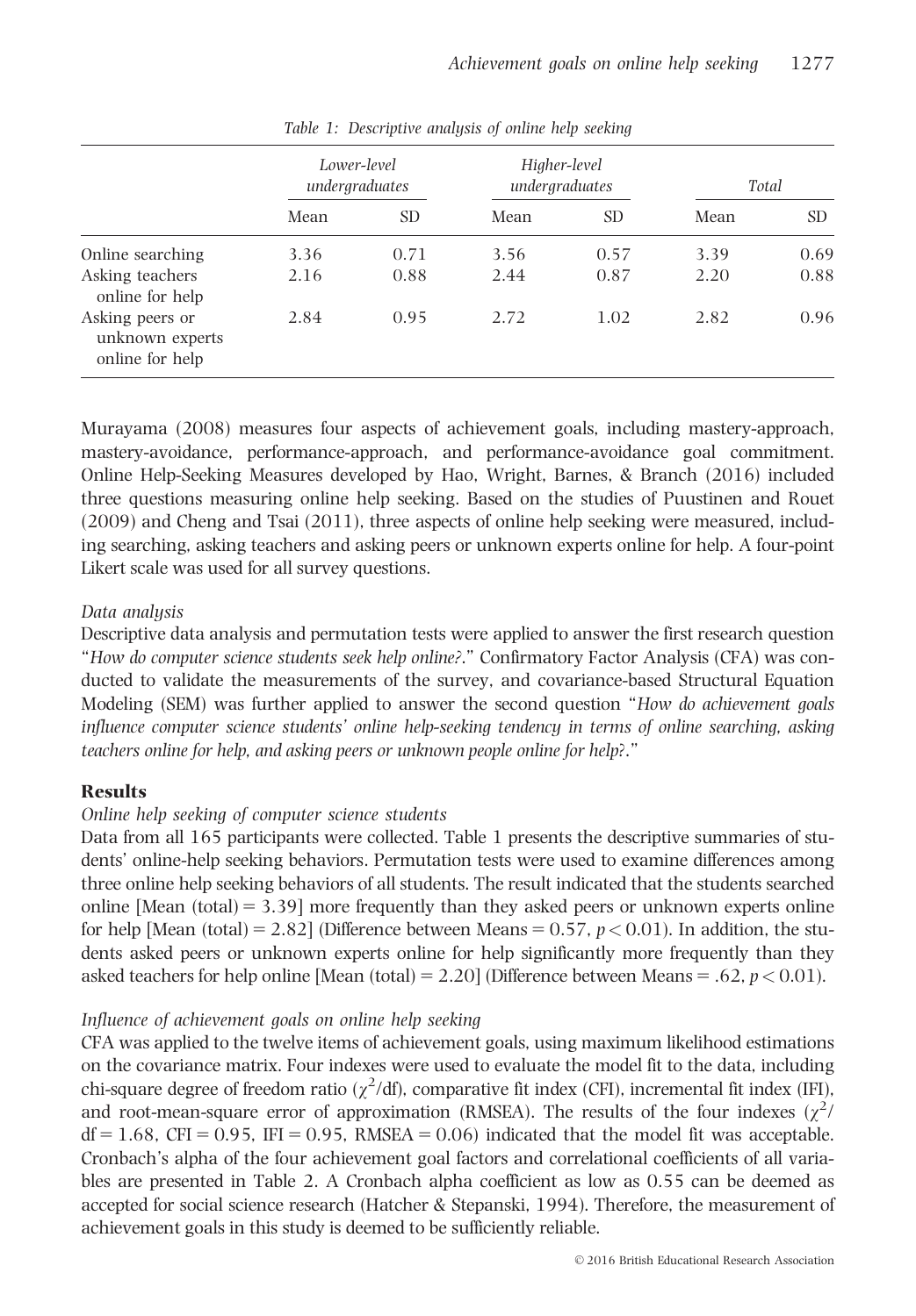Table 1: Descriptive analysis of online help seeking

| | Lower-level undergraduates | | Higher-level undergraduates | | Total | |
|---|---|---|---|---|---|---|
| | Mean | SD | Mean | SD | Mean | SD |
| Online searching | 3.36 | 0.71 | 3.56 | 0.57 | 3.39 | 0.69 |
| Asking teachers online for help | 2.16 | 0.88 | 2.44 | 0.87 | 2.20 | 0.88 |
| Asking peers or unknown experts online for help | 2.84 | 0.95 | 2.72 | 1.02 | 2.82 | 0.96 |

Murayama (2008) measures four aspects of achievement goals, including mastery-approach, mastery-avoidance, performance-approach, and performance-avoidance goal commitment. Online Help-Seeking Measures developed by Hao, Wright, Barnes, & Branch (2016) included three questions measuring online help seeking. Based on the studies of Puustinen and Rouet (2009) and Cheng and Tsai (2011), three aspects of online help seeking were measured, including searching, asking teachers and asking peers or unknown experts online for help. A four-point Likert scale was used for all survey questions.

*Data analysis*

Descriptive data analysis and permutation tests were applied to answer the first research question "*How do computer science students seek help online?*." Confirmatory Factor Analysis (CFA) was conducted to validate the measurements of the survey, and covariance-based Structural Equation Modeling (SEM) was further applied to answer the second question "*How do achievement goals influence computer science students' online help-seeking tendency in terms of online searching, asking teachers online for help, and asking peers or unknown people online for help?*."

## Results

*Online help seeking of computer science students*

Data from all 165 participants were collected. Table 1 presents the descriptive summaries of students' online-help seeking behaviors. Permutation tests were used to examine differences among three online help seeking behaviors of all students. The result indicated that the students searched online [Mean (total) = 3.39] more frequently than they asked peers or unknown experts online for help [Mean (total) = 2.82] (Difference between Means = 0.57, $p < 0.01$). In addition, the students asked peers or unknown experts online for help significantly more frequently than they asked teachers for help online [Mean (total) = 2.20] (Difference between Means = .62, $p < 0.01$).

*Influence of achievement goals on online help seeking*

CFA was applied to the twelve items of achievement goals, using maximum likelihood estimations on the covariance matrix. Four indexes were used to evaluate the model fit to the data, including chi-square degree of freedom ratio ($\chi^2$/df), comparative fit index (CFI), incremental fit index (IFI), and root-mean-square error of approximation (RMSEA). The results of the four indexes ($\chi^2$/df = 1.68, CFI = 0.95, IFI = 0.95, RMSEA = 0.06) indicated that the model fit was acceptable. Cronbach's alpha of the four achievement goal factors and correlational coefficients of all variables are presented in Table 2. A Cronbach alpha coefficient as low as 0.55 can be deemed as accepted for social science research (Hatcher & Stepanski, 1994). Therefore, the measurement of achievement goals in this study is deemed to be sufficiently reliable.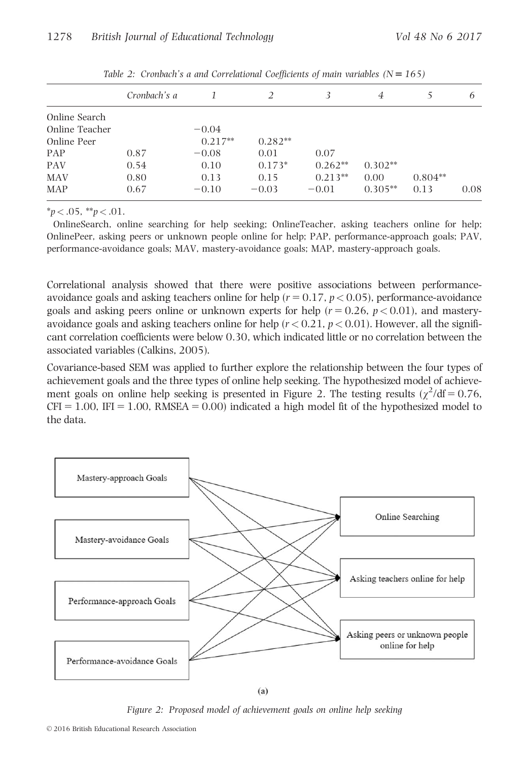*Table 2: Cronbach's α and Correlational Coefficients of main variables (N = 165)*

| | Cronbach's α | 1 | 2 | 3 | 4 | 5 | 6 |
|---|---|---|---|---|---|---|---|
| Online Search | | | | | | | |
| Online Teacher | | −0.04 | | | | | |
| Online Peer | | 0.217** | 0.282** | | | | |
| PAP | 0.87 | −0.08 | 0.01 | 0.07 | | | |
| PAV | 0.54 | 0.10 | 0.173* | 0.262** | 0.302** | | |
| MAV | 0.80 | 0.13 | 0.15 | 0.213** | 0.00 | 0.804** | |
| MAP | 0.67 | −0.10 | −0.03 | −0.01 | 0.305** | 0.13 | 0.08 |

*$p < .05$, **$p < .01$.

OnlineSearch, online searching for help seeking; OnlineTeacher, asking teachers online for help; OnlinePeer, asking peers or unknown people online for help; PAP, performance-approach goals; PAV, performance-avoidance goals; MAV, mastery-avoidance goals; MAP, mastery-approach goals.

Correlational analysis showed that there were positive associations between performance-avoidance goals and asking teachers online for help ($r = 0.17$, $p < 0.05$), performance-avoidance goals and asking peers online or unknown experts for help ($r = 0.26$, $p < 0.01$), and mastery-avoidance goals and asking teachers online for help ($r < 0.21$, $p < 0.01$). However, all the significant correlation coefficients were below 0.30, which indicated little or no correlation between the associated variables (Calkins, 2005).

Covariance-based SEM was applied to further explore the relationship between the four types of achievement goals and the three types of online help seeking. The hypothesized model of achievement goals on online help seeking is presented in Figure 2. The testing results ($\chi^2/\text{df} = 0.76$, CFI = 1.00, IFI = 1.00, RMSEA = 0.00) indicated a high model fit of the hypothesized model to the data.

Mastery-approach Goals
Mastery-avoidance Goals
Performance-approach Goals
Performance-avoidance Goals
Online Searching
Asking teachers online for help
Asking peers or unknown people online for help

(a)

*Figure 2: Proposed model of achievement goals on online help seeking*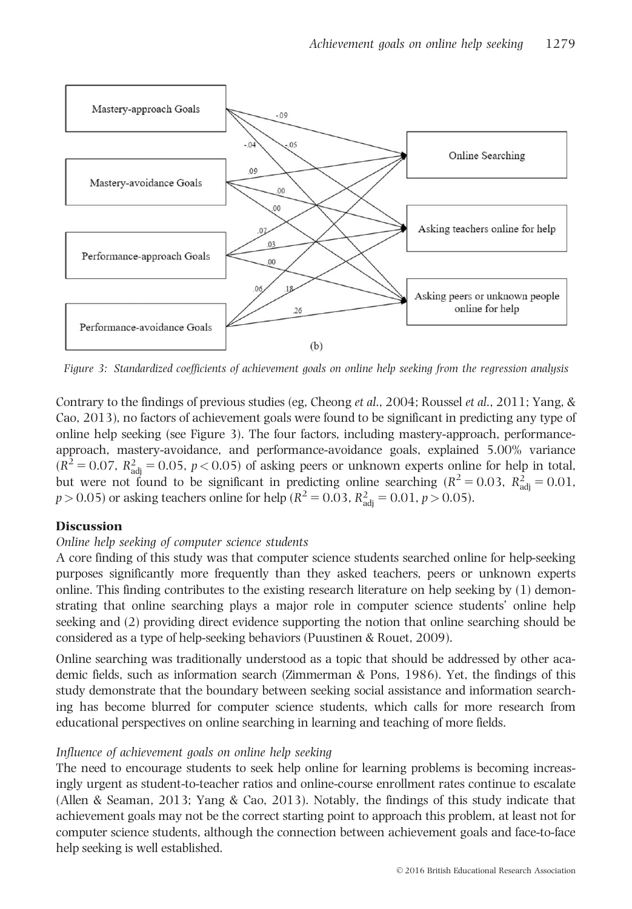Mastery-approach Goals

Mastery-avoidance Goals

Performance-approach Goals

Performance-avoidance Goals

Online Searching

Asking teachers online for help

Asking peers or unknown people online for help

-.09

-.04

-.05

.09

.00

.00

.07

.03

.00

.06

.18

.26

(b)

*Figure 3: Standardized coefficients of achievement goals on online help seeking from the regression analysis*

Contrary to the findings of previous studies (eg, Cheong *et al*., 2004; Roussel *et al*., 2011; Yang, & Cao, 2013), no factors of achievement goals were found to be significant in predicting any type of online help seeking (see Figure 3). The four factors, including mastery-approach, performance-approach, mastery-avoidance, and performance-avoidance goals, explained 5.00% variance ($R^2 = 0.07$, $R^2_{adj} = 0.05$, $p < 0.05$) of asking peers or unknown experts online for help in total, but were not found to be significant in predicting online searching ($R^2 = 0.03$, $R^2_{adj} = 0.01$, $p > 0.05$) or asking teachers online for help ($R^2 = 0.03$, $R^2_{adj} = 0.01$, $p > 0.05$).

## Discussion

### *Online help seeking of computer science students*

A core finding of this study was that computer science students searched online for help-seeking purposes significantly more frequently than they asked teachers, peers or unknown experts online. This finding contributes to the existing research literature on help seeking by (1) demonstrating that online searching plays a major role in computer science students' online help seeking and (2) providing direct evidence supporting the notion that online searching should be considered as a type of help-seeking behaviors (Puustinen & Rouet, 2009).

Online searching was traditionally understood as a topic that should be addressed by other academic fields, such as information search (Zimmerman & Pons, 1986). Yet, the findings of this study demonstrate that the boundary between seeking social assistance and information searching has become blurred for computer science students, which calls for more research from educational perspectives on online searching in learning and teaching of more fields.

### *Influence of achievement goals on online help seeking*

The need to encourage students to seek help online for learning problems is becoming increasingly urgent as student-to-teacher ratios and online-course enrollment rates continue to escalate (Allen & Seaman, 2013; Yang & Cao, 2013). Notably, the findings of this study indicate that achievement goals may not be the correct starting point to approach this problem, at least not for computer science students, although the connection between achievement goals and face-to-face help seeking is well established.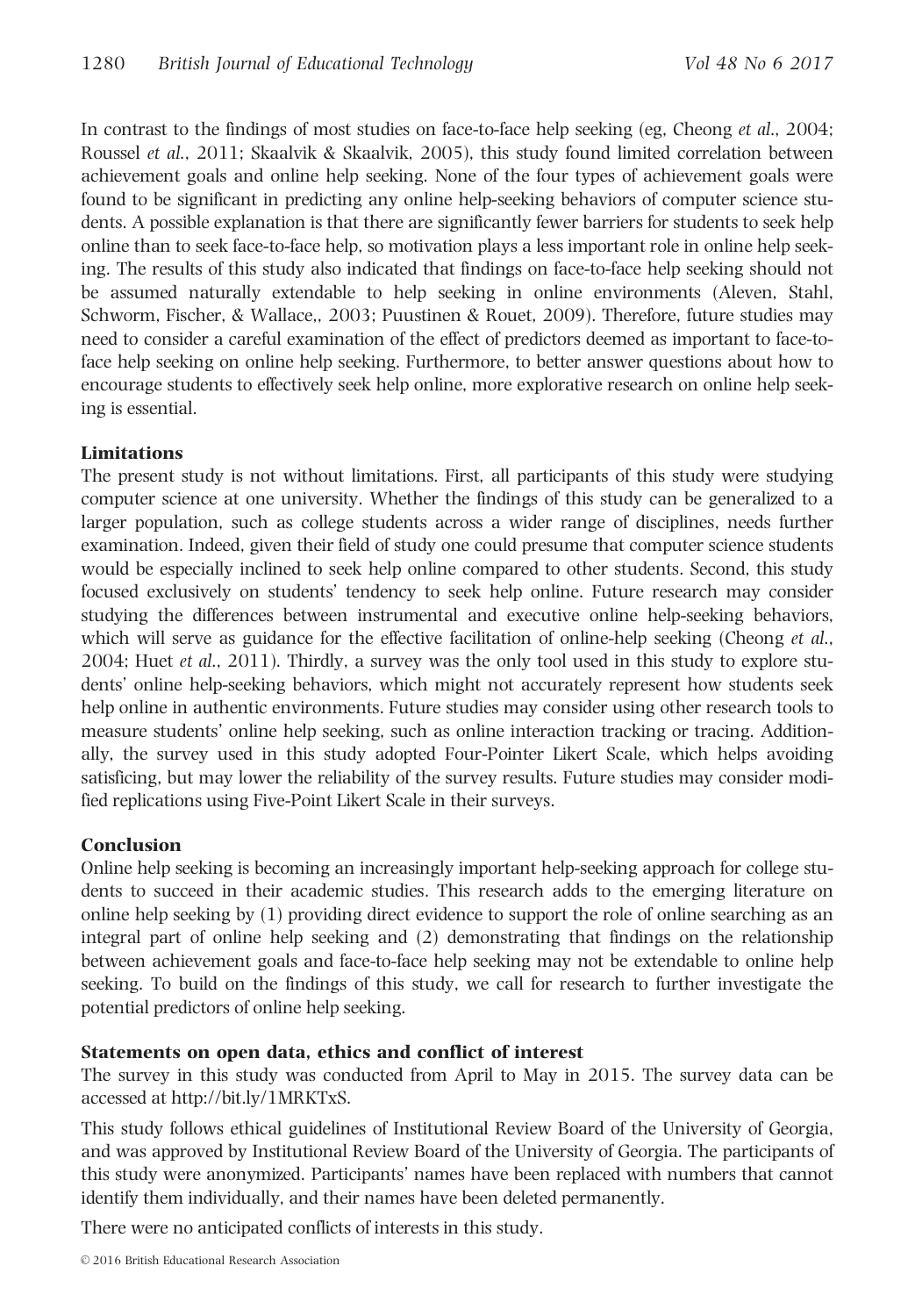In contrast to the findings of most studies on face-to-face help seeking (eg, Cheong *et al*., 2004; Roussel *et al*., 2011; Skaalvik & Skaalvik, 2005), this study found limited correlation between achievement goals and online help seeking. None of the four types of achievement goals were found to be significant in predicting any online help-seeking behaviors of computer science students. A possible explanation is that there are significantly fewer barriers for students to seek help online than to seek face-to-face help, so motivation plays a less important role in online help seeking. The results of this study also indicated that findings on face-to-face help seeking should not be assumed naturally extendable to help seeking in online environments (Aleven, Stahl, Schworm, Fischer, & Wallace,, 2003; Puustinen & Rouet, 2009). Therefore, future studies may need to consider a careful examination of the effect of predictors deemed as important to face-to-face help seeking on online help seeking. Furthermore, to better answer questions about how to encourage students to effectively seek help online, more explorative research on online help seeking is essential.

### Limitations

The present study is not without limitations. First, all participants of this study were studying computer science at one university. Whether the findings of this study can be generalized to a larger population, such as college students across a wider range of disciplines, needs further examination. Indeed, given their field of study one could presume that computer science students would be especially inclined to seek help online compared to other students. Second, this study focused exclusively on students' tendency to seek help online. Future research may consider studying the differences between instrumental and executive online help-seeking behaviors, which will serve as guidance for the effective facilitation of online-help seeking (Cheong *et al*., 2004; Huet *et al*., 2011). Thirdly, a survey was the only tool used in this study to explore students' online help-seeking behaviors, which might not accurately represent how students seek help online in authentic environments. Future studies may consider using other research tools to measure students' online help seeking, such as online interaction tracking or tracing. Additionally, the survey used in this study adopted Four-Pointer Likert Scale, which helps avoiding satisficing, but may lower the reliability of the survey results. Future studies may consider modified replications using Five-Point Likert Scale in their surveys.

### Conclusion

Online help seeking is becoming an increasingly important help-seeking approach for college students to succeed in their academic studies. This research adds to the emerging literature on online help seeking by (1) providing direct evidence to support the role of online searching as an integral part of online help seeking and (2) demonstrating that findings on the relationship between achievement goals and face-to-face help seeking may not be extendable to online help seeking. To build on the findings of this study, we call for research to further investigate the potential predictors of online help seeking.

### Statements on open data, ethics and conflict of interest

The survey in this study was conducted from April to May in 2015. The survey data can be accessed at http://bit.ly/1MRKTxS.

This study follows ethical guidelines of Institutional Review Board of the University of Georgia, and was approved by Institutional Review Board of the University of Georgia. The participants of this study were anonymized. Participants' names have been replaced with numbers that cannot identify them individually, and their names have been deleted permanently.

There were no anticipated conflicts of interests in this study.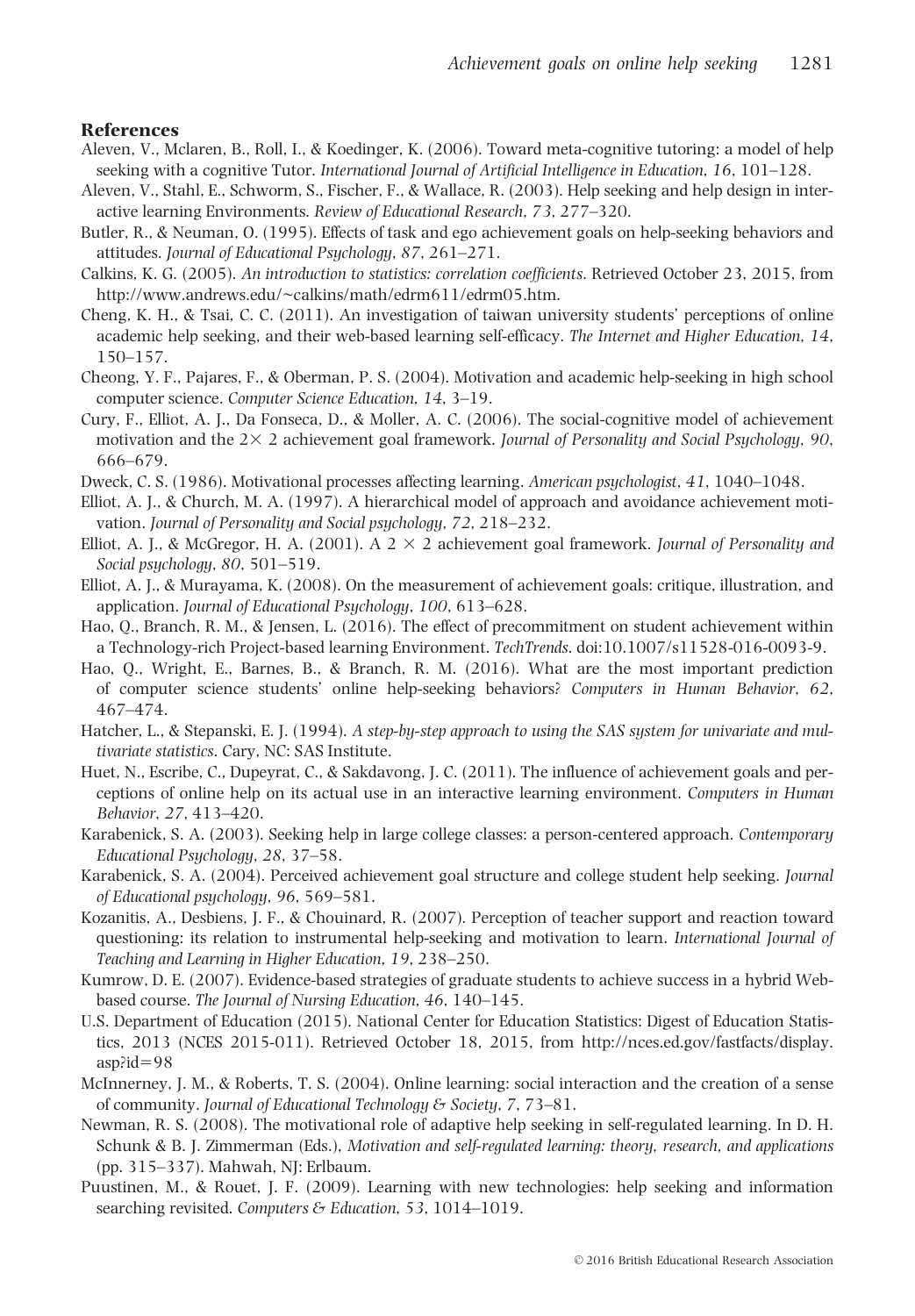## References

Aleven, V., Mclaren, B., Roll, I., & Koedinger, K. (2006). Toward meta-cognitive tutoring: a model of help seeking with a cognitive Tutor. *International Journal of Artificial Intelligence in Education*, *16*, 101–128.

Aleven, V., Stahl, E., Schworm, S., Fischer, F., & Wallace, R. (2003). Help seeking and help design in interactive learning Environments. *Review of Educational Research*, *73*, 277–320.

Butler, R., & Neuman, O. (1995). Effects of task and ego achievement goals on help-seeking behaviors and attitudes. *Journal of Educational Psychology*, *87*, 261–271.

Calkins, K. G. (2005). *An introduction to statistics: correlation coefficients*. Retrieved October 23, 2015, from http://www.andrews.edu/~calkins/math/edrm611/edrm05.htm.

Cheng, K. H., & Tsai, C. C. (2011). An investigation of taiwan university students' perceptions of online academic help seeking, and their web-based learning self-efficacy. *The Internet and Higher Education*, *14*, 150–157.

Cheong, Y. F., Pajares, F., & Oberman, P. S. (2004). Motivation and academic help-seeking in high school computer science. *Computer Science Education*, *14*, 3–19.

Cury, F., Elliot, A. J., Da Fonseca, D., & Moller, A. C. (2006). The social-cognitive model of achievement motivation and the 2× 2 achievement goal framework. *Journal of Personality and Social Psychology*, *90*, 666–679.

Dweck, C. S. (1986). Motivational processes affecting learning. *American psychologist*, *41*, 1040–1048.

Elliot, A. J., & Church, M. A. (1997). A hierarchical model of approach and avoidance achievement motivation. *Journal of Personality and Social psychology*, *72*, 218–232.

Elliot, A. J., & McGregor, H. A. (2001). A 2 × 2 achievement goal framework. *Journal of Personality and Social psychology*, *80*, 501–519.

Elliot, A. J., & Murayama, K. (2008). On the measurement of achievement goals: critique, illustration, and application. *Journal of Educational Psychology*, *100*, 613–628.

Hao, Q., Branch, R. M., & Jensen, L. (2016). The effect of precommitment on student achievement within a Technology-rich Project-based learning Environment. *TechTrends*. doi:10.1007/s11528-016-0093-9.

Hao, Q., Wright, E., Barnes, B., & Branch, R. M. (2016). What are the most important prediction of computer science students' online help-seeking behaviors? *Computers in Human Behavior*, *62*, 467–474.

Hatcher, L., & Stepanski, E. J. (1994). *A step-by-step approach to using the SAS system for univariate and multivariate statistics*. Cary, NC: SAS Institute.

Huet, N., Escribe, C., Dupeyrat, C., & Sakdavong, J. C. (2011). The influence of achievement goals and perceptions of online help on its actual use in an interactive learning environment. *Computers in Human Behavior*, *27*, 413–420.

Karabenick, S. A. (2003). Seeking help in large college classes: a person-centered approach. *Contemporary Educational Psychology*, *28*, 37–58.

Karabenick, S. A. (2004). Perceived achievement goal structure and college student help seeking. *Journal of Educational psychology*, *96*, 569–581.

Kozanitis, A., Desbiens, J. F., & Chouinard, R. (2007). Perception of teacher support and reaction toward questioning: its relation to instrumental help-seeking and motivation to learn. *International Journal of Teaching and Learning in Higher Education*, *19*, 238–250.

Kumrow, D. E. (2007). Evidence-based strategies of graduate students to achieve success in a hybrid Web-based course. *The Journal of Nursing Education*, *46*, 140–145.

U.S. Department of Education (2015). National Center for Education Statistics: Digest of Education Statistics, 2013 (NCES 2015-011). Retrieved October 18, 2015, from http://nces.ed.gov/fastfacts/display.asp?id=98

McInnerney, J. M., & Roberts, T. S. (2004). Online learning: social interaction and the creation of a sense of community. *Journal of Educational Technology & Society*, *7*, 73–81.

Newman, R. S. (2008). The motivational role of adaptive help seeking in self-regulated learning. In D. H. Schunk & B. J. Zimmerman (Eds.), *Motivation and self-regulated learning: theory, research, and applications* (pp. 315–337). Mahwah, NJ: Erlbaum.

Puustinen, M., & Rouet, J. F. (2009). Learning with new technologies: help seeking and information searching revisited. *Computers & Education*, *53*, 1014–1019.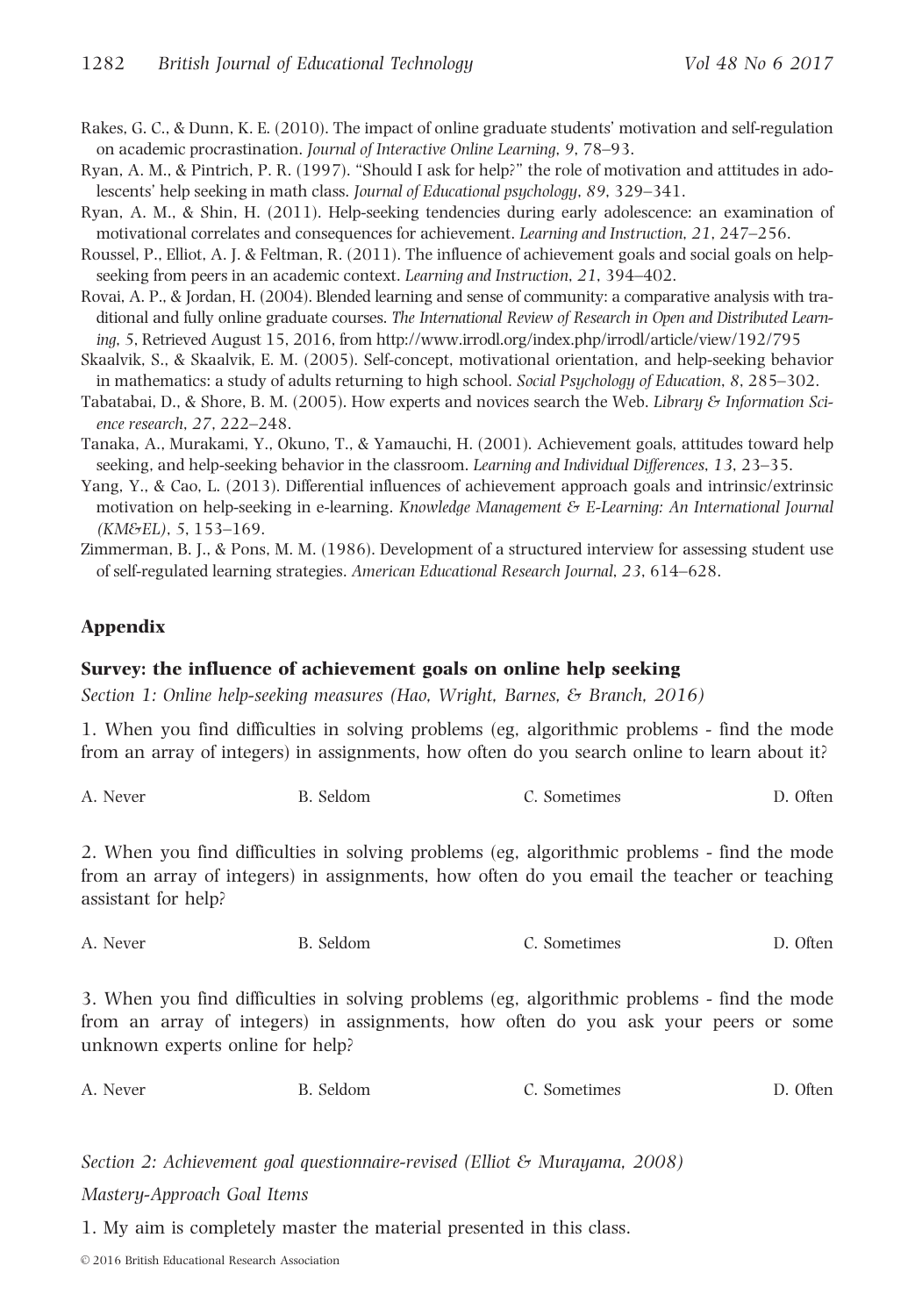Rakes, G. C., & Dunn, K. E. (2010). The impact of online graduate students' motivation and self-regulation on academic procrastination. *Journal of Interactive Online Learning*, *9*, 78–93.

Ryan, A. M., & Pintrich, P. R. (1997). "Should I ask for help?" the role of motivation and attitudes in adolescents' help seeking in math class. *Journal of Educational psychology*, *89*, 329–341.

Ryan, A. M., & Shin, H. (2011). Help-seeking tendencies during early adolescence: an examination of motivational correlates and consequences for achievement. *Learning and Instruction*, *21*, 247–256.

Roussel, P., Elliot, A. J. & Feltman, R. (2011). The influence of achievement goals and social goals on help-seeking from peers in an academic context. *Learning and Instruction*, *21*, 394–402.

Rovai, A. P., & Jordan, H. (2004). Blended learning and sense of community: a comparative analysis with traditional and fully online graduate courses. *The International Review of Research in Open and Distributed Learning*, 5, Retrieved August 15, 2016, from http://www.irrodl.org/index.php/irrodl/article/view/192/795

Skaalvik, S., & Skaalvik, E. M. (2005). Self-concept, motivational orientation, and help-seeking behavior in mathematics: a study of adults returning to high school. *Social Psychology of Education*, *8*, 285–302.

Tabatabai, D., & Shore, B. M. (2005). How experts and novices search the Web. *Library & Information Science research*, *27*, 222–248.

Tanaka, A., Murakami, Y., Okuno, T., & Yamauchi, H. (2001). Achievement goals, attitudes toward help seeking, and help-seeking behavior in the classroom. *Learning and Individual Differences*, *13*, 23–35.

Yang, Y., & Cao, L. (2013). Differential influences of achievement approach goals and intrinsic/extrinsic motivation on help-seeking in e-learning. *Knowledge Management & E-Learning: An International Journal (KM&EL)*, 5, 153–169.

Zimmerman, B. J., & Pons, M. M. (1986). Development of a structured interview for assessing student use of self-regulated learning strategies. *American Educational Research Journal*, *23*, 614–628.

## Appendix

### Survey: the influence of achievement goals on online help seeking

*Section 1: Online help-seeking measures (Hao, Wright, Barnes, & Branch, 2016)*

1. When you find difficulties in solving problems (eg, algorithmic problems - find the mode from an array of integers) in assignments, how often do you search online to learn about it?

A. Never   B. Seldom   C. Sometimes   D. Often

2. When you find difficulties in solving problems (eg, algorithmic problems - find the mode from an array of integers) in assignments, how often do you email the teacher or teaching assistant for help?

A. Never   B. Seldom   C. Sometimes   D. Often

3. When you find difficulties in solving problems (eg, algorithmic problems - find the mode from an array of integers) in assignments, how often do you ask your peers or some unknown experts online for help?

A. Never   B. Seldom   C. Sometimes   D. Often

*Section 2: Achievement goal questionnaire-revised (Elliot & Murayama, 2008)*

*Mastery-Approach Goal Items*

1. My aim is completely master the material presented in this class.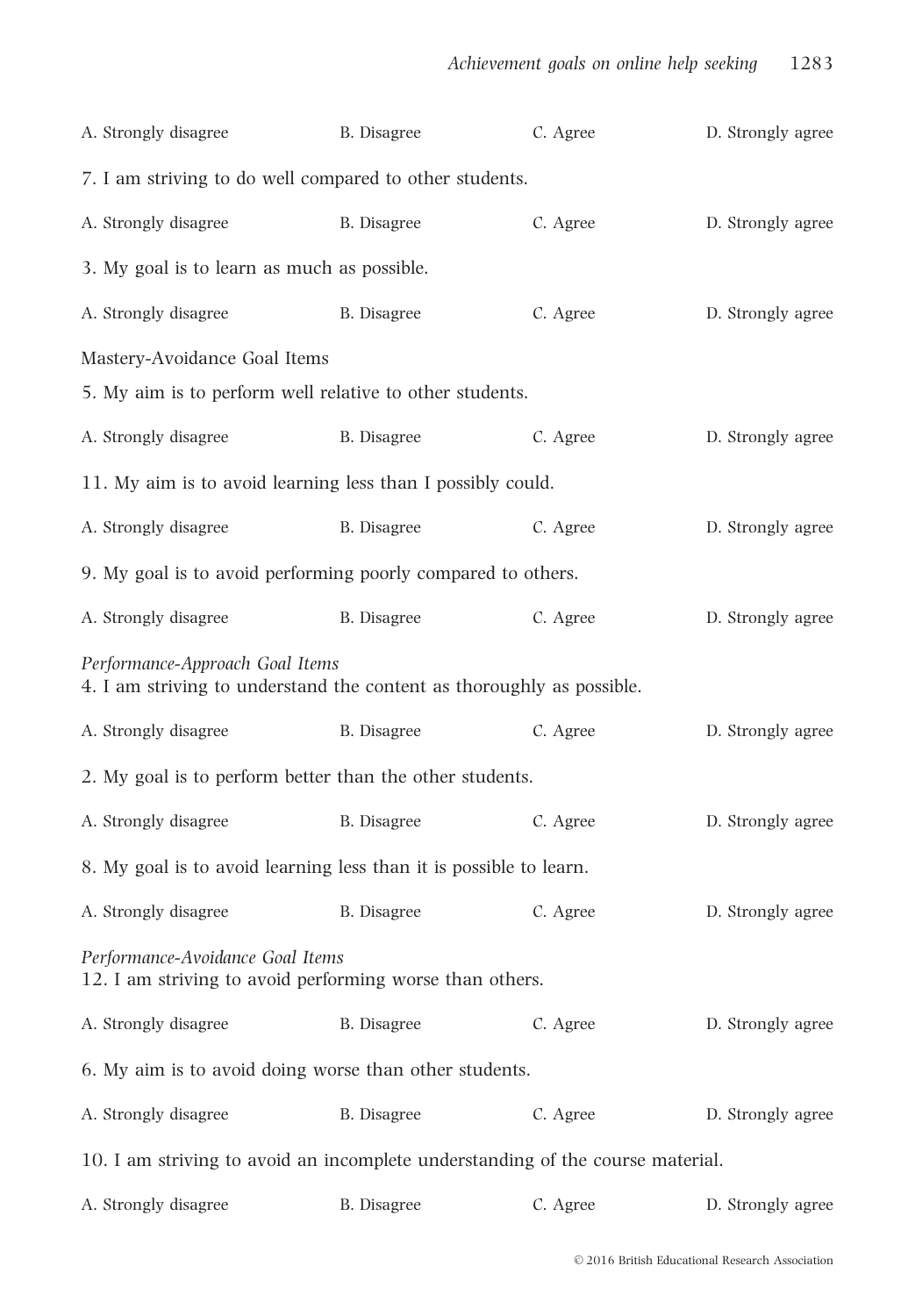A. Strongly disagree B. Disagree C. Agree D. Strongly agree

7. I am striving to do well compared to other students.

A. Strongly disagree B. Disagree C. Agree D. Strongly agree

3. My goal is to learn as much as possible.

A. Strongly disagree B. Disagree C. Agree D. Strongly agree

Mastery-Avoidance Goal Items

5. My aim is to perform well relative to other students.

A. Strongly disagree B. Disagree C. Agree D. Strongly agree

11. My aim is to avoid learning less than I possibly could.

A. Strongly disagree B. Disagree C. Agree D. Strongly agree

9. My goal is to avoid performing poorly compared to others.

A. Strongly disagree B. Disagree C. Agree D. Strongly agree

*Performance-Approach Goal Items*

4. I am striving to understand the content as thoroughly as possible.

A. Strongly disagree B. Disagree C. Agree D. Strongly agree

2. My goal is to perform better than the other students.

A. Strongly disagree B. Disagree C. Agree D. Strongly agree

8. My goal is to avoid learning less than it is possible to learn.

A. Strongly disagree B. Disagree C. Agree D. Strongly agree

*Performance-Avoidance Goal Items*

12. I am striving to avoid performing worse than others.

A. Strongly disagree B. Disagree C. Agree D. Strongly agree

6. My aim is to avoid doing worse than other students.

A. Strongly disagree B. Disagree C. Agree D. Strongly agree

10. I am striving to avoid an incomplete understanding of the course material.

A. Strongly disagree B. Disagree C. Agree D. Strongly agree